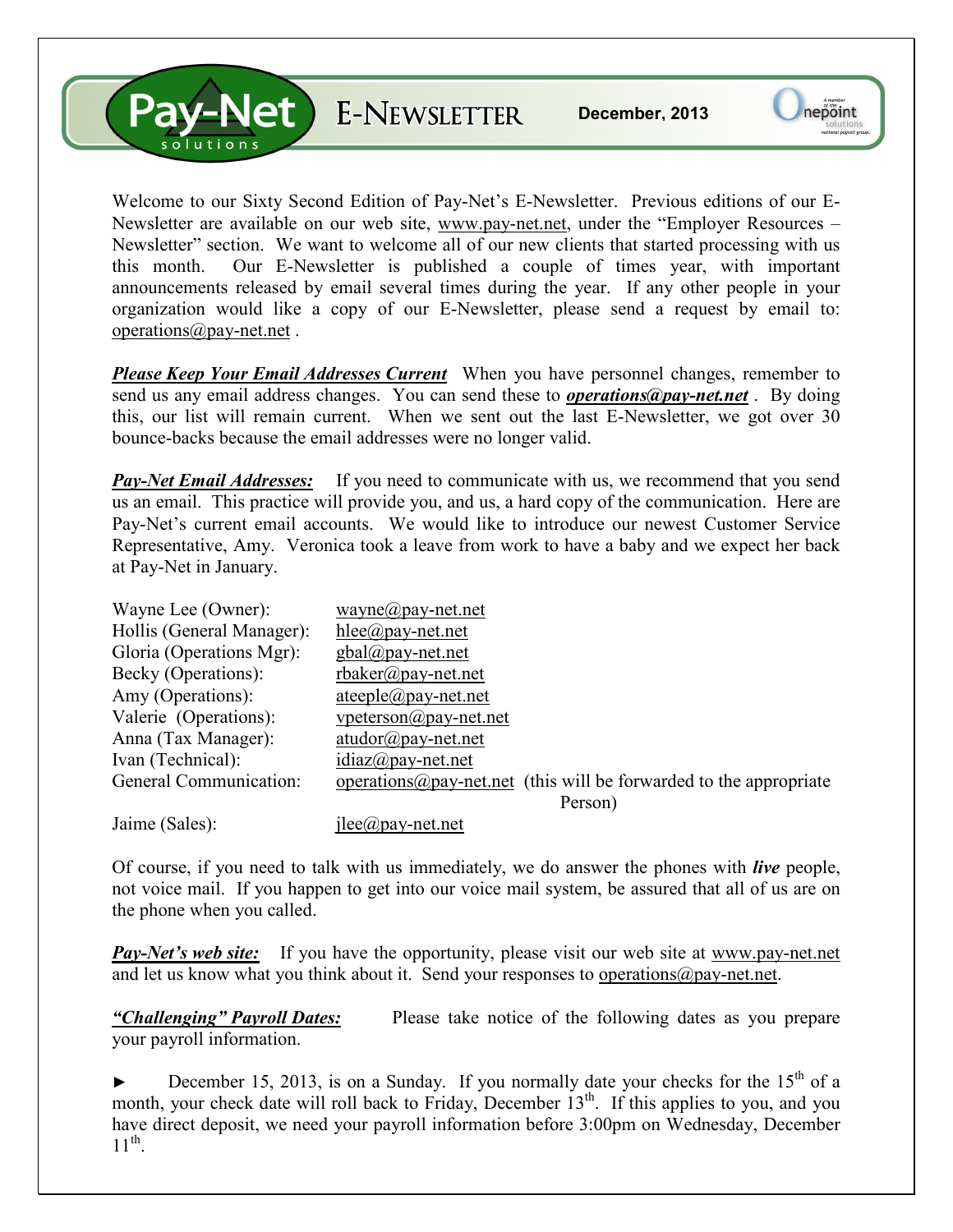# Pay-Net solutions E-NEWSLETTER

**December, 2013**

Welcome to our Sixty Second Edition of Pay-Net's E-Newsletter. Previous editions of our E-Newsletter are available on our web site, www.pay-net.net, under the "Employer Resources – Newsletter" section. We want to welcome all of our new clients that started processing with us this month. Our E-Newsletter is published a couple of times year, with important announcements released by email several times during the year. If any other people in your organization would like a copy of our E-Newsletter, please send a request by email to: operations@pay-net.net .

***Please Keep Your Email Addresses Current*** When you have personnel changes, remember to send us any email address changes. You can send these to ***operations@pay-net.net*** . By doing this, our list will remain current. When we sent out the last E-Newsletter, we got over 30 bounce-backs because the email addresses were no longer valid.

***Pay-Net Email Addresses:*** If you need to communicate with us, we recommend that you send us an email. This practice will provide you, and us, a hard copy of the communication. Here are Pay-Net's current email accounts. We would like to introduce our newest Customer Service Representative, Amy. Veronica took a leave from work to have a baby and we expect her back at Pay-Net in January.

| | |
|---|---|
| Wayne Lee (Owner): | wayne@pay-net.net |
| Hollis (General Manager): | hlee@pay-net.net |
| Gloria (Operations Mgr): | gbal@pay-net.net |
| Becky (Operations): | rbaker@pay-net.net |
| Amy (Operations): | ateeple@pay-net.net |
| Valerie (Operations): | vpeterson@pay-net.net |
| Anna (Tax Manager): | atudor@pay-net.net |
| Ivan (Technical): | idiaz@pay-net.net |
| General Communication: | operations@pay-net.net (this will be forwarded to the appropriate Person) |
| Jaime (Sales): | jlee@pay-net.net |

Of course, if you need to talk with us immediately, we do answer the phones with ***live*** people, not voice mail. If you happen to get into our voice mail system, be assured that all of us are on the phone when you called.

***Pay-Net's web site:*** If you have the opportunity, please visit our web site at www.pay-net.net and let us know what you think about it. Send your responses to operations@pay-net.net.

***"Challenging" Payroll Dates:*** Please take notice of the following dates as you prepare your payroll information.

► December 15, 2013, is on a Sunday. If you normally date your checks for the 15th of a month, your check date will roll back to Friday, December 13th. If this applies to you, and you have direct deposit, we need your payroll information before 3:00pm on Wednesday, December 11th.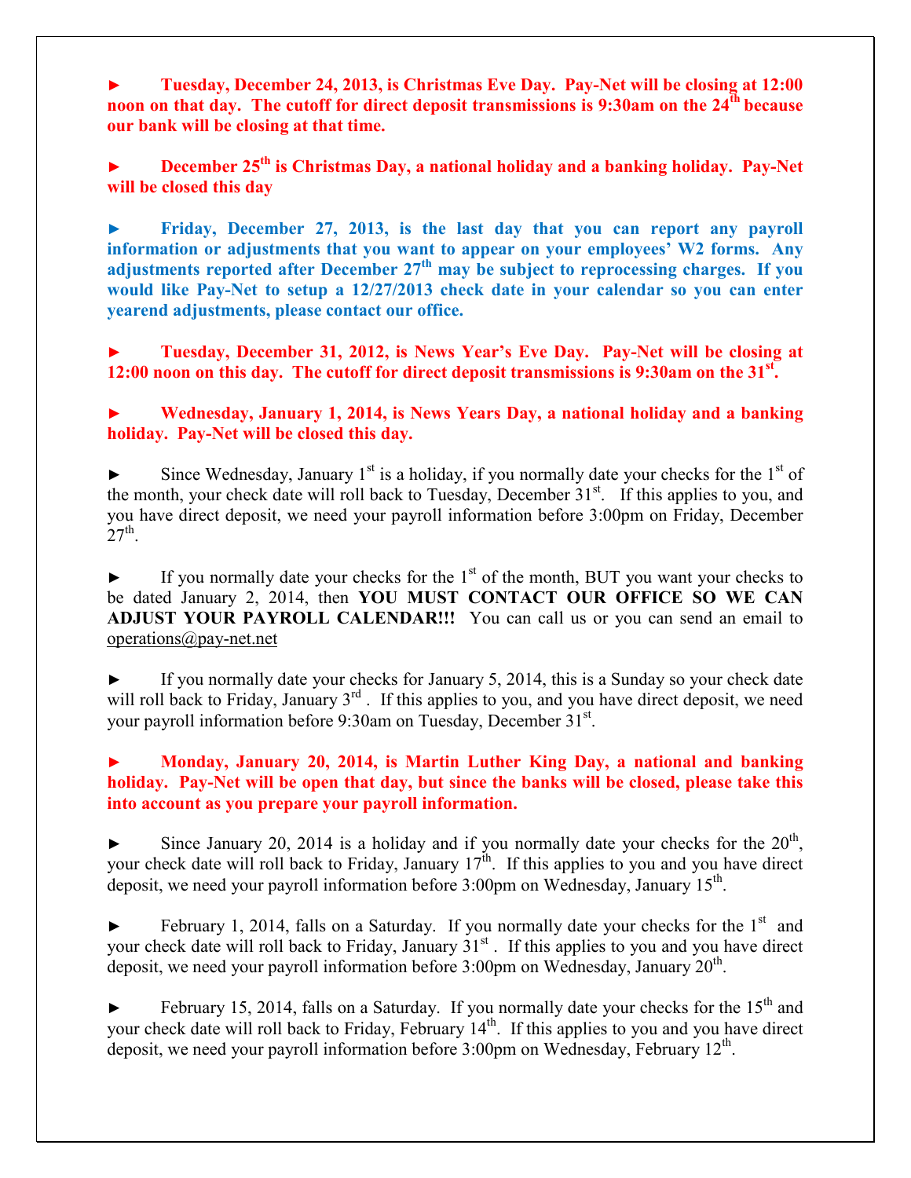► **Tuesday, December 24, 2013, is Christmas Eve Day. Pay-Net will be closing at 12:00 noon on that day. The cutoff for direct deposit transmissions is 9:30am on the 24th because our bank will be closing at that time.**

► **December 25th is Christmas Day, a national holiday and a banking holiday. Pay-Net will be closed this day**

► **Friday, December 27, 2013, is the last day that you can report any payroll information or adjustments that you want to appear on your employees' W2 forms. Any adjustments reported after December 27th may be subject to reprocessing charges. If you would like Pay-Net to setup a 12/27/2013 check date in your calendar so you can enter yearend adjustments, please contact our office.**

► **Tuesday, December 31, 2012, is News Year's Eve Day. Pay-Net will be closing at 12:00 noon on this day. The cutoff for direct deposit transmissions is 9:30am on the 31st.**

► **Wednesday, January 1, 2014, is News Years Day, a national holiday and a banking holiday. Pay-Net will be closed this day.**

► Since Wednesday, January 1st is a holiday, if you normally date your checks for the 1st of the month, your check date will roll back to Tuesday, December 31st. If this applies to you, and you have direct deposit, we need your payroll information before 3:00pm on Friday, December 27th.

► If you normally date your checks for the 1st of the month, BUT you want your checks to be dated January 2, 2014, then **YOU MUST CONTACT OUR OFFICE SO WE CAN ADJUST YOUR PAYROLL CALENDAR!!!** You can call us or you can send an email to operations@pay-net.net

► If you normally date your checks for January 5, 2014, this is a Sunday so your check date will roll back to Friday, January 3rd. If this applies to you, and you have direct deposit, we need your payroll information before 9:30am on Tuesday, December 31st.

► **Monday, January 20, 2014, is Martin Luther King Day, a national and banking holiday. Pay-Net will be open that day, but since the banks will be closed, please take this into account as you prepare your payroll information.**

► Since January 20, 2014 is a holiday and if you normally date your checks for the 20th, your check date will roll back to Friday, January 17th. If this applies to you and you have direct deposit, we need your payroll information before 3:00pm on Wednesday, January 15th.

► February 1, 2014, falls on a Saturday. If you normally date your checks for the 1st and your check date will roll back to Friday, January 31st. If this applies to you and you have direct deposit, we need your payroll information before 3:00pm on Wednesday, January 20th.

► February 15, 2014, falls on a Saturday. If you normally date your checks for the 15th and your check date will roll back to Friday, February 14th. If this applies to you and you have direct deposit, we need your payroll information before 3:00pm on Wednesday, February 12th.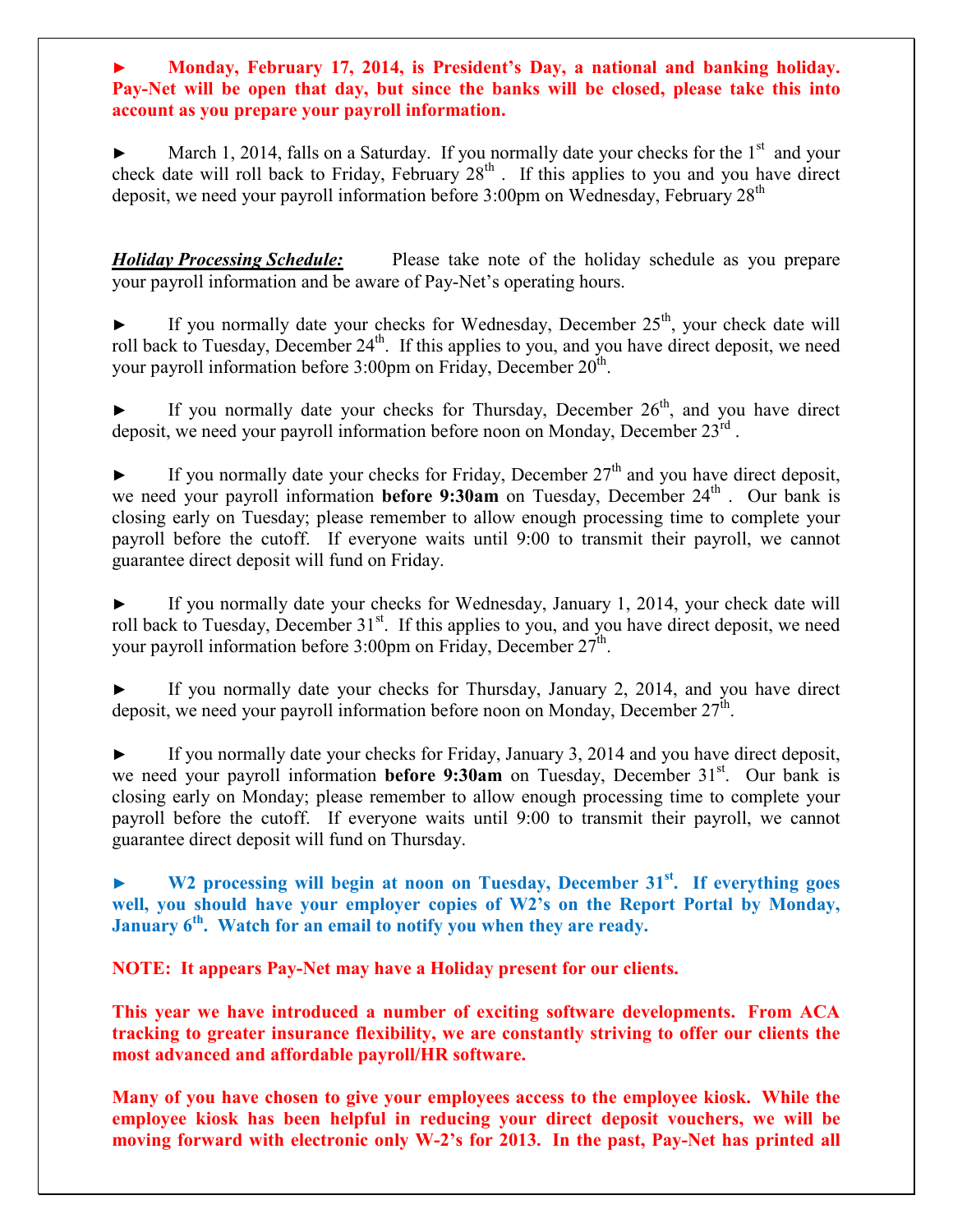► **Monday, February 17, 2014, is President's Day, a national and banking holiday. Pay-Net will be open that day, but since the banks will be closed, please take this into account as you prepare your payroll information.**

► March 1, 2014, falls on a Saturday. If you normally date your checks for the 1st and your check date will roll back to Friday, February 28th . If this applies to you and you have direct deposit, we need your payroll information before 3:00pm on Wednesday, February 28th

***Holiday Processing Schedule:*** Please take note of the holiday schedule as you prepare your payroll information and be aware of Pay-Net's operating hours.

► If you normally date your checks for Wednesday, December 25th, your check date will roll back to Tuesday, December 24th. If this applies to you, and you have direct deposit, we need your payroll information before 3:00pm on Friday, December 20th.

► If you normally date your checks for Thursday, December 26th, and you have direct deposit, we need your payroll information before noon on Monday, December 23rd .

► If you normally date your checks for Friday, December 27th and you have direct deposit, we need your payroll information **before 9:30am** on Tuesday, December 24th . Our bank is closing early on Tuesday; please remember to allow enough processing time to complete your payroll before the cutoff. If everyone waits until 9:00 to transmit their payroll, we cannot guarantee direct deposit will fund on Friday.

► If you normally date your checks for Wednesday, January 1, 2014, your check date will roll back to Tuesday, December 31st. If this applies to you, and you have direct deposit, we need your payroll information before 3:00pm on Friday, December 27th.

► If you normally date your checks for Thursday, January 2, 2014, and you have direct deposit, we need your payroll information before noon on Monday, December 27th.

► If you normally date your checks for Friday, January 3, 2014 and you have direct deposit, we need your payroll information **before 9:30am** on Tuesday, December 31st. Our bank is closing early on Monday; please remember to allow enough processing time to complete your payroll before the cutoff. If everyone waits until 9:00 to transmit their payroll, we cannot guarantee direct deposit will fund on Thursday.

► **W2 processing will begin at noon on Tuesday, December 31st. If everything goes well, you should have your employer copies of W2's on the Report Portal by Monday, January 6th. Watch for an email to notify you when they are ready.**

**NOTE: It appears Pay-Net may have a Holiday present for our clients.**

**This year we have introduced a number of exciting software developments. From ACA tracking to greater insurance flexibility, we are constantly striving to offer our clients the most advanced and affordable payroll/HR software.**

**Many of you have chosen to give your employees access to the employee kiosk. While the employee kiosk has been helpful in reducing your direct deposit vouchers, we will be moving forward with electronic only W-2's for 2013. In the past, Pay-Net has printed all**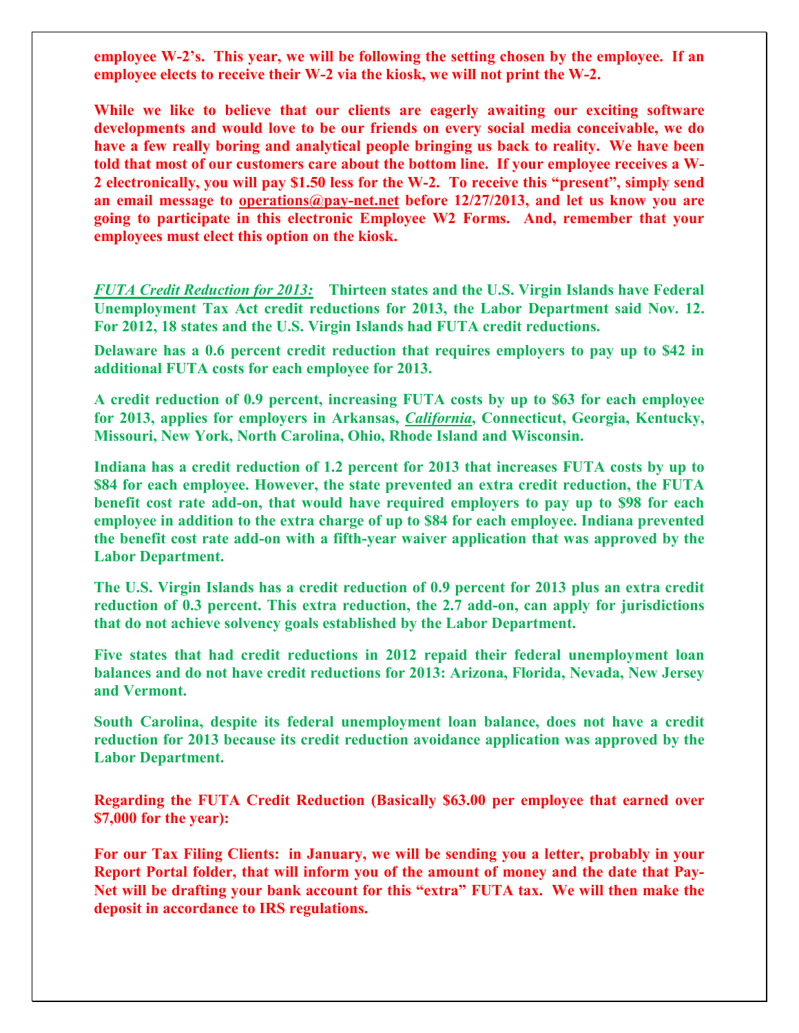**employee W-2's. This year, we will be following the setting chosen by the employee. If an employee elects to receive their W-2 via the kiosk, we will not print the W-2.**

**While we like to believe that our clients are eagerly awaiting our exciting software developments and would love to be our friends on every social media conceivable, we do have a few really boring and analytical people bringing us back to reality. We have been told that most of our customers care about the bottom line. If your employee receives a W-2 electronically, you will pay $1.50 less for the W-2. To receive this "present", simply send an email message to operations@pay-net.net before 12/27/2013, and let us know you are going to participate in this electronic Employee W2 Forms. And, remember that your employees must elect this option on the kiosk.**

***FUTA Credit Reduction for 2013:*** **Thirteen states and the U.S. Virgin Islands have Federal Unemployment Tax Act credit reductions for 2013, the Labor Department said Nov. 12. For 2012, 18 states and the U.S. Virgin Islands had FUTA credit reductions.**

**Delaware has a 0.6 percent credit reduction that requires employers to pay up to $42 in additional FUTA costs for each employee for 2013.**

**A credit reduction of 0.9 percent, increasing FUTA costs by up to $63 for each employee for 2013, applies for employers in Arkansas, *California*, Connecticut, Georgia, Kentucky, Missouri, New York, North Carolina, Ohio, Rhode Island and Wisconsin.**

**Indiana has a credit reduction of 1.2 percent for 2013 that increases FUTA costs by up to $84 for each employee. However, the state prevented an extra credit reduction, the FUTA benefit cost rate add-on, that would have required employers to pay up to $98 for each employee in addition to the extra charge of up to $84 for each employee. Indiana prevented the benefit cost rate add-on with a fifth-year waiver application that was approved by the Labor Department.**

**The U.S. Virgin Islands has a credit reduction of 0.9 percent for 2013 plus an extra credit reduction of 0.3 percent. This extra reduction, the 2.7 add-on, can apply for jurisdictions that do not achieve solvency goals established by the Labor Department.**

**Five states that had credit reductions in 2012 repaid their federal unemployment loan balances and do not have credit reductions for 2013: Arizona, Florida, Nevada, New Jersey and Vermont.**

**South Carolina, despite its federal unemployment loan balance, does not have a credit reduction for 2013 because its credit reduction avoidance application was approved by the Labor Department.**

**Regarding the FUTA Credit Reduction (Basically $63.00 per employee that earned over $7,000 for the year):**

**For our Tax Filing Clients: in January, we will be sending you a letter, probably in your Report Portal folder, that will inform you of the amount of money and the date that Pay-Net will be drafting your bank account for this "extra" FUTA tax. We will then make the deposit in accordance to IRS regulations.**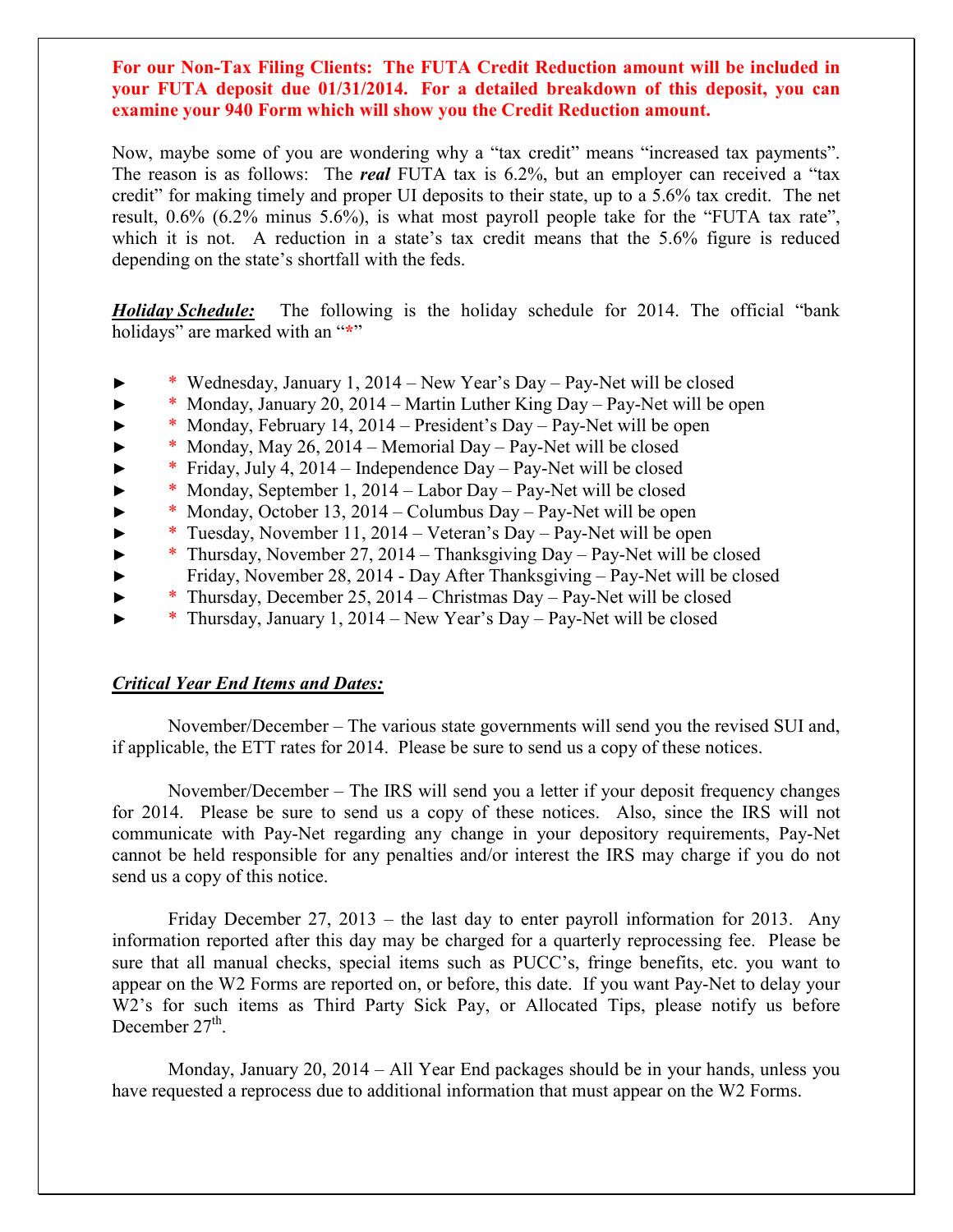**For our Non-Tax Filing Clients: The FUTA Credit Reduction amount will be included in your FUTA deposit due 01/31/2014. For a detailed breakdown of this deposit, you can examine your 940 Form which will show you the Credit Reduction amount.**

Now, maybe some of you are wondering why a "tax credit" means "increased tax payments". The reason is as follows: The ***real*** FUTA tax is 6.2%, but an employer can received a "tax credit" for making timely and proper UI deposits to their state, up to a 5.6% tax credit. The net result, 0.6% (6.2% minus 5.6%), is what most payroll people take for the "FUTA tax rate", which it is not. A reduction in a state's tax credit means that the 5.6% figure is reduced depending on the state's shortfall with the feds.

***<u>Holiday Schedule:</u>*** The following is the holiday schedule for 2014. The official "bank holidays" are marked with an "*"

- \* Wednesday, January 1, 2014 – New Year's Day – Pay-Net will be closed
- \* Monday, January 20, 2014 – Martin Luther King Day – Pay-Net will be open
- \* Monday, February 14, 2014 – President's Day – Pay-Net will be open
- \* Monday, May 26, 2014 – Memorial Day – Pay-Net will be closed
- \* Friday, July 4, 2014 – Independence Day – Pay-Net will be closed
- \* Monday, September 1, 2014 – Labor Day – Pay-Net will be closed
- \* Monday, October 13, 2014 – Columbus Day – Pay-Net will be open
- \* Tuesday, November 11, 2014 – Veteran's Day – Pay-Net will be open
- \* Thursday, November 27, 2014 – Thanksgiving Day – Pay-Net will be closed
- Friday, November 28, 2014 - Day After Thanksgiving – Pay-Net will be closed
- \* Thursday, December 25, 2014 – Christmas Day – Pay-Net will be closed
- \* Thursday, January 1, 2014 – New Year's Day – Pay-Net will be closed

***<u>Critical Year End Items and Dates:</u>***

November/December – The various state governments will send you the revised SUI and, if applicable, the ETT rates for 2014. Please be sure to send us a copy of these notices.

November/December – The IRS will send you a letter if your deposit frequency changes for 2014. Please be sure to send us a copy of these notices. Also, since the IRS will not communicate with Pay-Net regarding any change in your depository requirements, Pay-Net cannot be held responsible for any penalties and/or interest the IRS may charge if you do not send us a copy of this notice.

Friday December 27, 2013 – the last day to enter payroll information for 2013. Any information reported after this day may be charged for a quarterly reprocessing fee. Please be sure that all manual checks, special items such as PUCC's, fringe benefits, etc. you want to appear on the W2 Forms are reported on, or before, this date. If you want Pay-Net to delay your W2's for such items as Third Party Sick Pay, or Allocated Tips, please notify us before December 27th.

Monday, January 20, 2014 – All Year End packages should be in your hands, unless you have requested a reprocess due to additional information that must appear on the W2 Forms.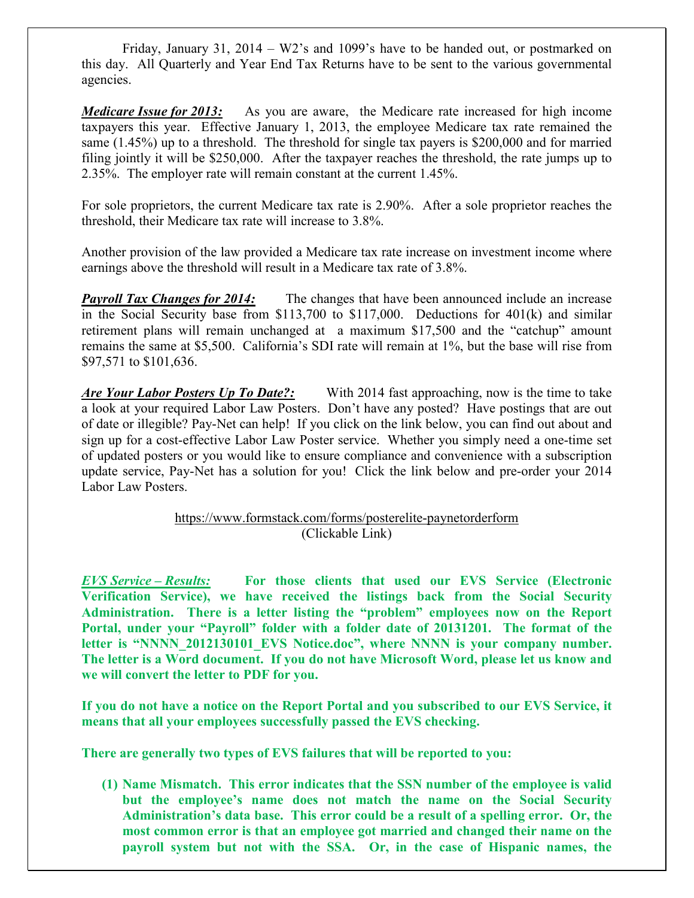Friday, January 31, 2014 – W2's and 1099's have to be handed out, or postmarked on this day. All Quarterly and Year End Tax Returns have to be sent to the various governmental agencies.

***Medicare Issue for 2013:*** As you are aware, the Medicare rate increased for high income taxpayers this year. Effective January 1, 2013, the employee Medicare tax rate remained the same (1.45%) up to a threshold. The threshold for single tax payers is $200,000 and for married filing jointly it will be $250,000. After the taxpayer reaches the threshold, the rate jumps up to 2.35%. The employer rate will remain constant at the current 1.45%.

For sole proprietors, the current Medicare tax rate is 2.90%. After a sole proprietor reaches the threshold, their Medicare tax rate will increase to 3.8%.

Another provision of the law provided a Medicare tax rate increase on investment income where earnings above the threshold will result in a Medicare tax rate of 3.8%.

***Payroll Tax Changes for 2014:*** The changes that have been announced include an increase in the Social Security base from $113,700 to $117,000. Deductions for 401(k) and similar retirement plans will remain unchanged at a maximum $17,500 and the "catchup" amount remains the same at $5,500. California's SDI rate will remain at 1%, but the base will rise from $97,571 to $101,636.

***Are Your Labor Posters Up To Date?:*** With 2014 fast approaching, now is the time to take a look at your required Labor Law Posters. Don't have any posted? Have postings that are out of date or illegible? Pay-Net can help! If you click on the link below, you can find out about and sign up for a cost-effective Labor Law Poster service. Whether you simply need a one-time set of updated posters or you would like to ensure compliance and convenience with a subscription update service, Pay-Net has a solution for you! Click the link below and pre-order your 2014 Labor Law Posters.

https://www.formstack.com/forms/posterelite-paynetorderform
(Clickable Link)

***EVS Service – Results:*** **For those clients that used our EVS Service (Electronic Verification Service), we have received the listings back from the Social Security Administration. There is a letter listing the "problem" employees now on the Report Portal, under your "Payroll" folder with a folder date of 20131201. The format of the letter is "NNNN_2012130101_EVS Notice.doc", where NNNN is your company number. The letter is a Word document. If you do not have Microsoft Word, please let us know and we will convert the letter to PDF for you.**

**If you do not have a notice on the Report Portal and you subscribed to our EVS Service, it means that all your employees successfully passed the EVS checking.**

**There are generally two types of EVS failures that will be reported to you:**

1. **Name Mismatch. This error indicates that the SSN number of the employee is valid but the employee's name does not match the name on the Social Security Administration's data base. This error could be a result of a spelling error. Or, the most common error is that an employee got married and changed their name on the payroll system but not with the SSA. Or, in the case of Hispanic names, the**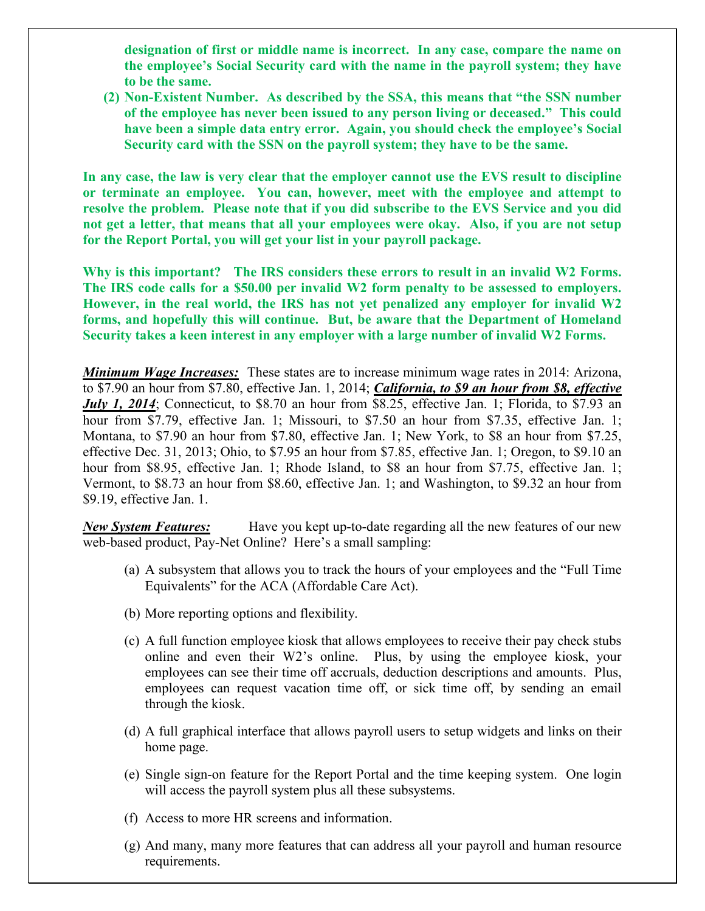**designation of first or middle name is incorrect. In any case, compare the name on the employee's Social Security card with the name in the payroll system; they have to be the same.**

**(2) Non-Existent Number. As described by the SSA, this means that "the SSN number of the employee has never been issued to any person living or deceased." This could have been a simple data entry error. Again, you should check the employee's Social Security card with the SSN on the payroll system; they have to be the same.**

**In any case, the law is very clear that the employer cannot use the EVS result to discipline or terminate an employee. You can, however, meet with the employee and attempt to resolve the problem. Please note that if you did subscribe to the EVS Service and you did not get a letter, that means that all your employees were okay. Also, if you are not setup for the Report Portal, you will get your list in your payroll package.**

**Why is this important? The IRS considers these errors to result in an invalid W2 Forms. The IRS code calls for a $50.00 per invalid W2 form penalty to be assessed to employers. However, in the real world, the IRS has not yet penalized any employer for invalid W2 forms, and hopefully this will continue. But, be aware that the Department of Homeland Security takes a keen interest in any employer with a large number of invalid W2 Forms.**

***Minimum Wage Increases:*** These states are to increase minimum wage rates in 2014: Arizona, to $7.90 an hour from $7.80, effective Jan. 1, 2014; ***California, to $9 an hour from $8, effective July 1, 2014***; Connecticut, to $8.70 an hour from $8.25, effective Jan. 1; Florida, to $7.93 an hour from $7.79, effective Jan. 1; Missouri, to $7.50 an hour from $7.35, effective Jan. 1; Montana, to $7.90 an hour from $7.80, effective Jan. 1; New York, to $8 an hour from $7.25, effective Dec. 31, 2013; Ohio, to $7.95 an hour from $7.85, effective Jan. 1; Oregon, to $9.10 an hour from $8.95, effective Jan. 1; Rhode Island, to $8 an hour from $7.75, effective Jan. 1; Vermont, to $8.73 an hour from $8.60, effective Jan. 1; and Washington, to $9.32 an hour from $9.19, effective Jan. 1.

***New System Features:*** Have you kept up-to-date regarding all the new features of our new web-based product, Pay-Net Online? Here's a small sampling:

(a) A subsystem that allows you to track the hours of your employees and the "Full Time Equivalents" for the ACA (Affordable Care Act).

(b) More reporting options and flexibility.

(c) A full function employee kiosk that allows employees to receive their pay check stubs online and even their W2's online. Plus, by using the employee kiosk, your employees can see their time off accruals, deduction descriptions and amounts. Plus, employees can request vacation time off, or sick time off, by sending an email through the kiosk.

(d) A full graphical interface that allows payroll users to setup widgets and links on their home page.

(e) Single sign-on feature for the Report Portal and the time keeping system. One login will access the payroll system plus all these subsystems.

(f) Access to more HR screens and information.

(g) And many, many more features that can address all your payroll and human resource requirements.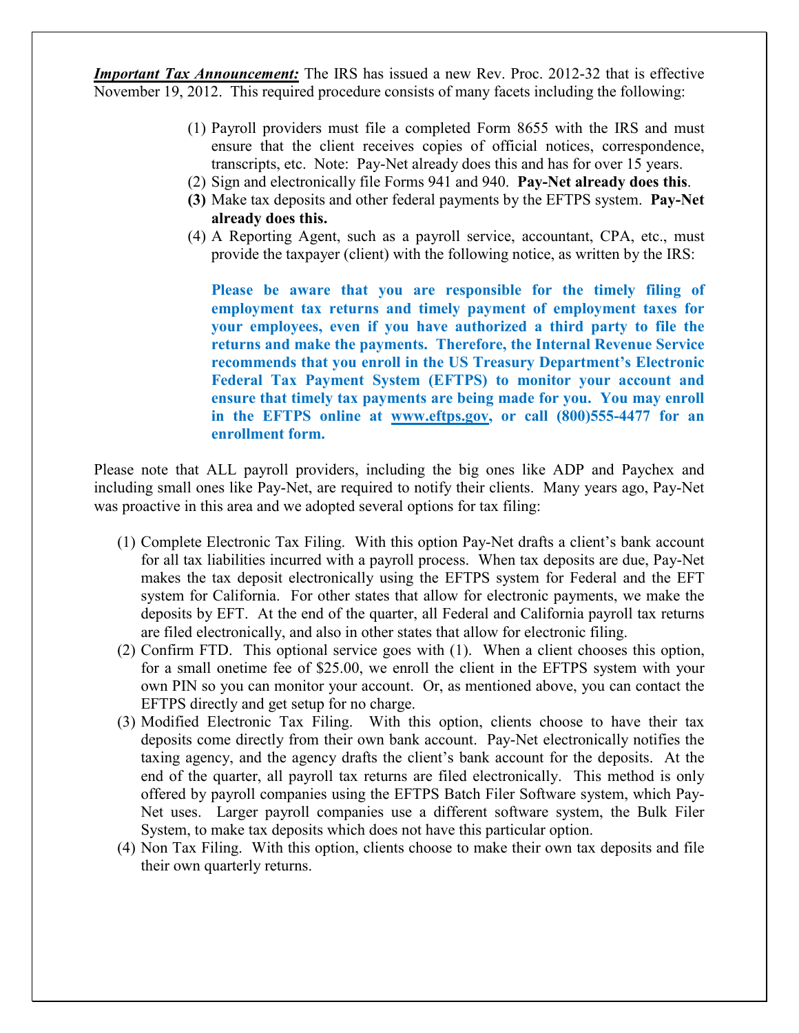***Important Tax Announcement:*** The IRS has issued a new Rev. Proc. 2012-32 that is effective November 19, 2012. This required procedure consists of many facets including the following:

1. Payroll providers must file a completed Form 8655 with the IRS and must ensure that the client receives copies of official notices, correspondence, transcripts, etc. Note: Pay-Net already does this and has for over 15 years.
2. Sign and electronically file Forms 941 and 940. **Pay-Net already does this**.
3. Make tax deposits and other federal payments by the EFTPS system. **Pay-Net already does this.**
4. A Reporting Agent, such as a payroll service, accountant, CPA, etc., must provide the taxpayer (client) with the following notice, as written by the IRS:

   **Please be aware that you are responsible for the timely filing of employment tax returns and timely payment of employment taxes for your employees, even if you have authorized a third party to file the returns and make the payments. Therefore, the Internal Revenue Service recommends that you enroll in the US Treasury Department's Electronic Federal Tax Payment System (EFTPS) to monitor your account and ensure that timely tax payments are being made for you. You may enroll in the EFTPS online at www.eftps.gov, or call (800)555-4477 for an enrollment form.**

Please note that ALL payroll providers, including the big ones like ADP and Paychex and including small ones like Pay-Net, are required to notify their clients. Many years ago, Pay-Net was proactive in this area and we adopted several options for tax filing:

1. Complete Electronic Tax Filing. With this option Pay-Net drafts a client's bank account for all tax liabilities incurred with a payroll process. When tax deposits are due, Pay-Net makes the tax deposit electronically using the EFTPS system for Federal and the EFT system for California. For other states that allow for electronic payments, we make the deposits by EFT. At the end of the quarter, all Federal and California payroll tax returns are filed electronically, and also in other states that allow for electronic filing.
2. Confirm FTD. This optional service goes with (1). When a client chooses this option, for a small onetime fee of $25.00, we enroll the client in the EFTPS system with your own PIN so you can monitor your account. Or, as mentioned above, you can contact the EFTPS directly and get setup for no charge.
3. Modified Electronic Tax Filing. With this option, clients choose to have their tax deposits come directly from their own bank account. Pay-Net electronically notifies the taxing agency, and the agency drafts the client's bank account for the deposits. At the end of the quarter, all payroll tax returns are filed electronically. This method is only offered by payroll companies using the EFTPS Batch Filer Software system, which Pay-Net uses. Larger payroll companies use a different software system, the Bulk Filer System, to make tax deposits which does not have this particular option.
4. Non Tax Filing. With this option, clients choose to make their own tax deposits and file their own quarterly returns.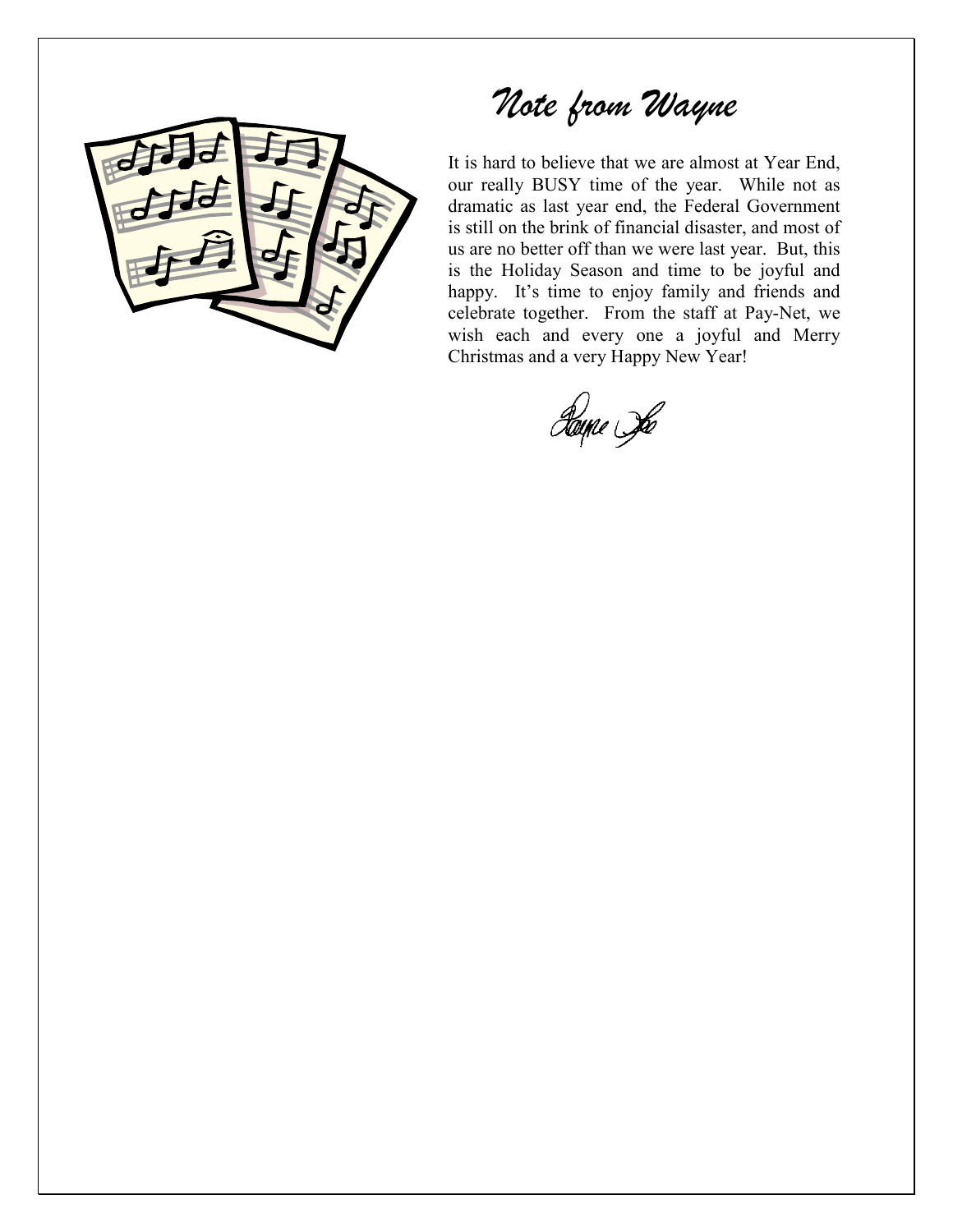# *Note from Wayne*

It is hard to believe that we are almost at Year End, our really BUSY time of the year. While not as dramatic as last year end, the Federal Government is still on the brink of financial disaster, and most of us are no better off than we were last year. But, this is the Holiday Season and time to be joyful and happy. It's time to enjoy family and friends and celebrate together. From the staff at Pay-Net, we wish each and every one a joyful and Merry Christmas and a very Happy New Year!

Wayne Joe